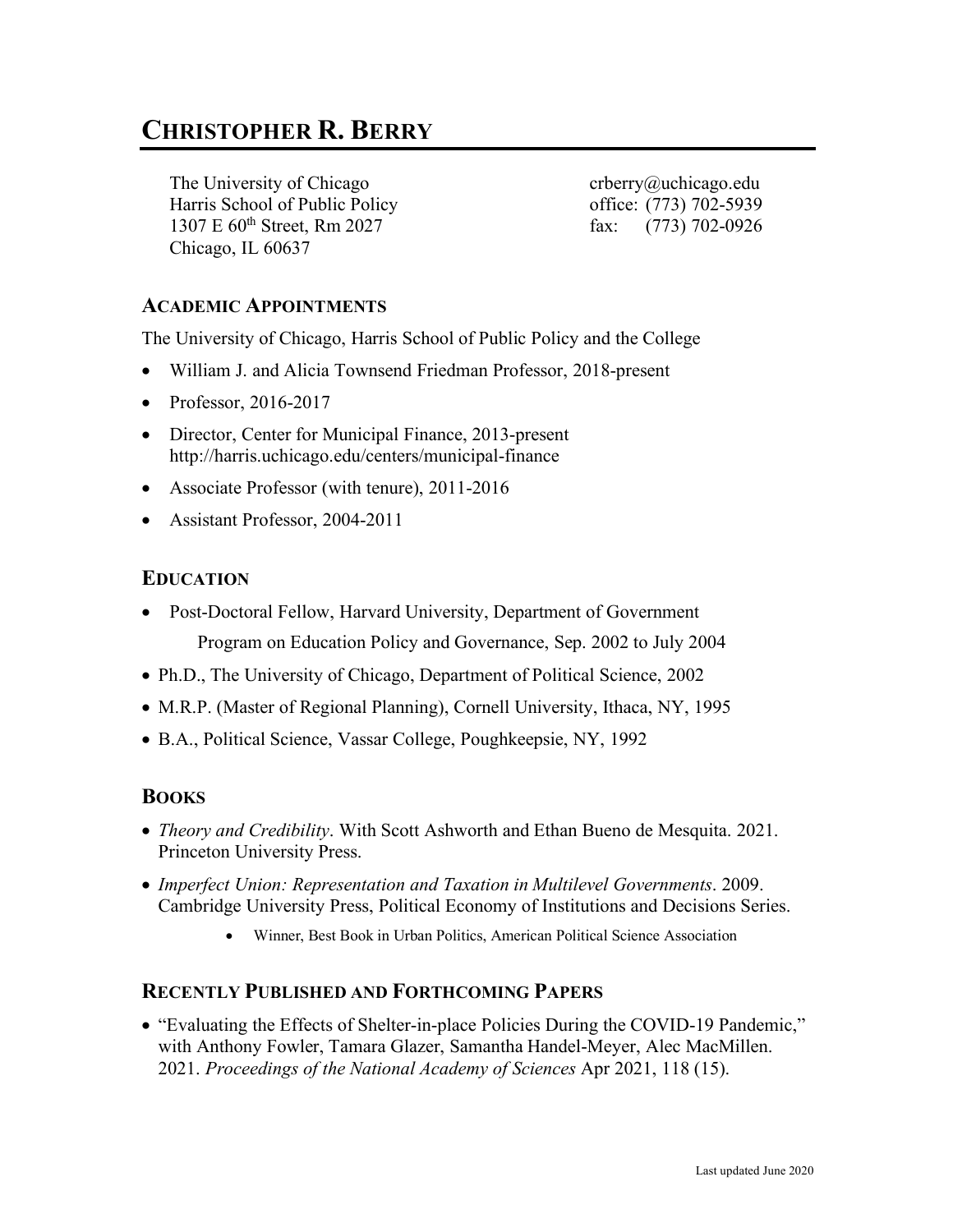# CHRISTOPHER R. BERRY

The University of Chicago
Harris School of Public Policy
1307 E 60th Street, Rm 2027
Chicago, IL 60637

crberry@uchicago.edu
office: (773) 702-5939
fax: (773) 702-0926

## ACADEMIC APPOINTMENTS

The University of Chicago, Harris School of Public Policy and the College

- William J. and Alicia Townsend Friedman Professor, 2018-present
- Professor, 2016-2017
- Director, Center for Municipal Finance, 2013-present
  http://harris.uchicago.edu/centers/municipal-finance
- Associate Professor (with tenure), 2011-2016
- Assistant Professor, 2004-2011

## EDUCATION

- Post-Doctoral Fellow, Harvard University, Department of Government
  Program on Education Policy and Governance, Sep. 2002 to July 2004
- Ph.D., The University of Chicago, Department of Political Science, 2002
- M.R.P. (Master of Regional Planning), Cornell University, Ithaca, NY, 1995
- B.A., Political Science, Vassar College, Poughkeepsie, NY, 1992

## BOOKS

- *Theory and Credibility*. With Scott Ashworth and Ethan Bueno de Mesquita. 2021. Princeton University Press.
- *Imperfect Union: Representation and Taxation in Multilevel Governments*. 2009. Cambridge University Press, Political Economy of Institutions and Decisions Series.
  - Winner, Best Book in Urban Politics, American Political Science Association

## RECENTLY PUBLISHED AND FORTHCOMING PAPERS

- "Evaluating the Effects of Shelter-in-place Policies During the COVID-19 Pandemic," with Anthony Fowler, Tamara Glazer, Samantha Handel-Meyer, Alec MacMillen. 2021. *Proceedings of the National Academy of Sciences* Apr 2021, 118 (15).

Last updated June 2020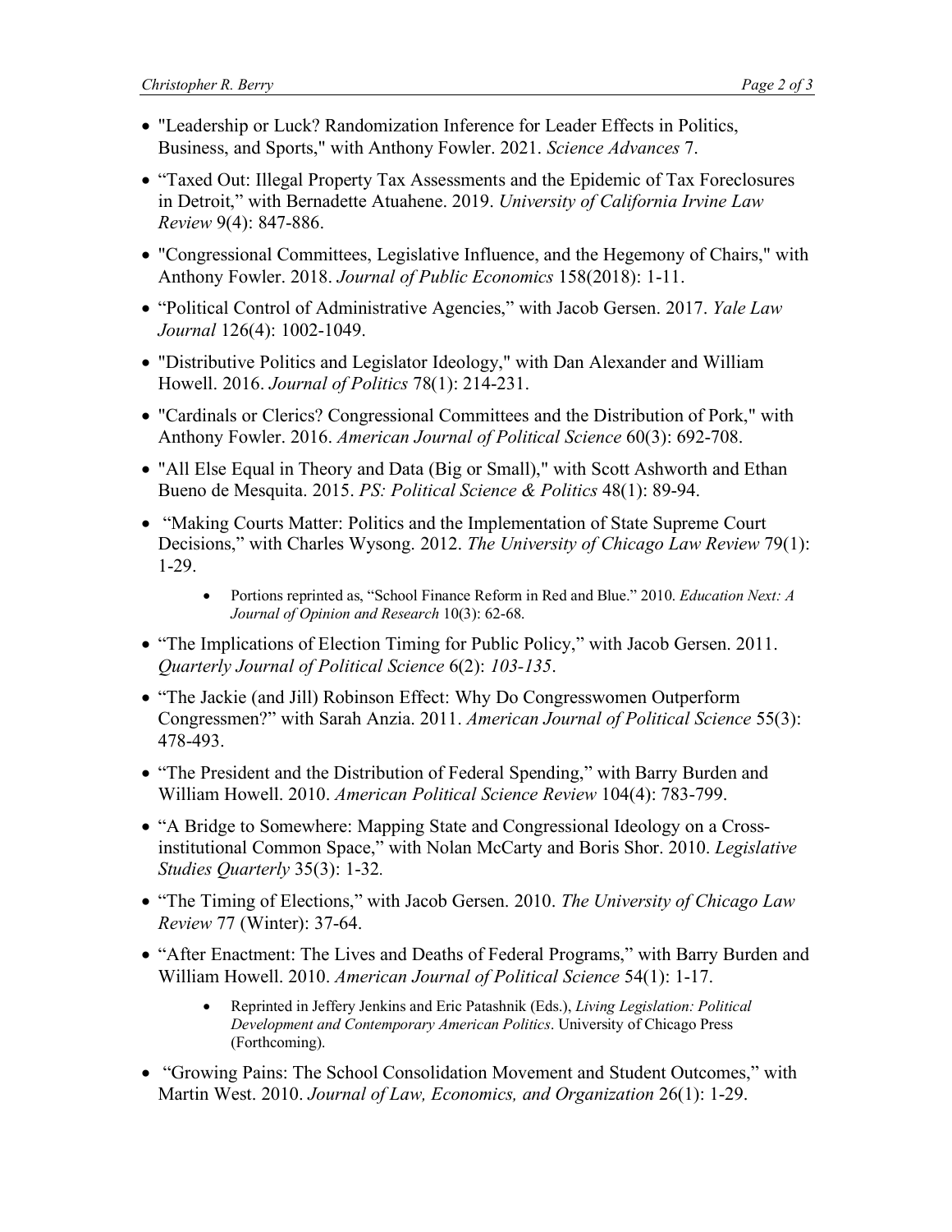- "Leadership or Luck? Randomization Inference for Leader Effects in Politics, Business, and Sports," with Anthony Fowler. 2021. *Science Advances* 7.
- "Taxed Out: Illegal Property Tax Assessments and the Epidemic of Tax Foreclosures in Detroit," with Bernadette Atuahene. 2019. *University of California Irvine Law Review* 9(4): 847-886.
- "Congressional Committees, Legislative Influence, and the Hegemony of Chairs," with Anthony Fowler. 2018. *Journal of Public Economics* 158(2018): 1-11.
- "Political Control of Administrative Agencies," with Jacob Gersen. 2017. *Yale Law Journal* 126(4): 1002-1049.
- "Distributive Politics and Legislator Ideology," with Dan Alexander and William Howell. 2016. *Journal of Politics* 78(1): 214-231.
- "Cardinals or Clerics? Congressional Committees and the Distribution of Pork," with Anthony Fowler. 2016. *American Journal of Political Science* 60(3): 692-708.
- "All Else Equal in Theory and Data (Big or Small)," with Scott Ashworth and Ethan Bueno de Mesquita. 2015. *PS: Political Science & Politics* 48(1): 89-94.
- "Making Courts Matter: Politics and the Implementation of State Supreme Court Decisions," with Charles Wysong. 2012. *The University of Chicago Law Review* 79(1): 1-29.
    - Portions reprinted as, "School Finance Reform in Red and Blue." 2010. *Education Next: A Journal of Opinion and Research* 10(3): 62-68.
- "The Implications of Election Timing for Public Policy," with Jacob Gersen. 2011. *Quarterly Journal of Political Science* 6(2): *103-135*.
- "The Jackie (and Jill) Robinson Effect: Why Do Congresswomen Outperform Congressmen?" with Sarah Anzia. 2011. *American Journal of Political Science* 55(3): 478-493.
- "The President and the Distribution of Federal Spending," with Barry Burden and William Howell. 2010. *American Political Science Review* 104(4): 783-799.
- "A Bridge to Somewhere: Mapping State and Congressional Ideology on a Cross-institutional Common Space," with Nolan McCarty and Boris Shor. 2010. *Legislative Studies Quarterly* 35(3): 1-32*.*
- "The Timing of Elections," with Jacob Gersen. 2010. *The University of Chicago Law Review* 77 (Winter): 37-64.
- "After Enactment: The Lives and Deaths of Federal Programs," with Barry Burden and William Howell. 2010. *American Journal of Political Science* 54(1): 1-17.
    - Reprinted in Jeffery Jenkins and Eric Patashnik (Eds.), *Living Legislation: Political Development and Contemporary American Politics*. University of Chicago Press (Forthcoming).
- "Growing Pains: The School Consolidation Movement and Student Outcomes," with Martin West. 2010. *Journal of Law, Economics, and Organization* 26(1): 1-29.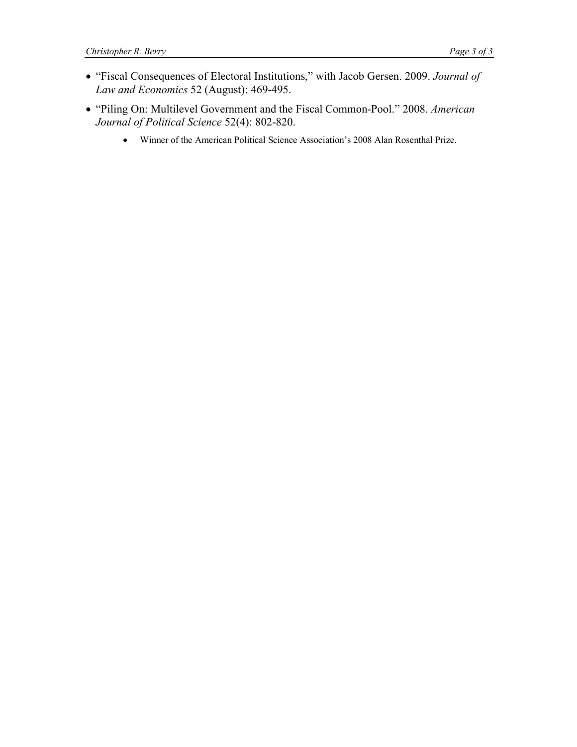- "Fiscal Consequences of Electoral Institutions," with Jacob Gersen. 2009. *Journal of Law and Economics* 52 (August): 469-495.
- "Piling On: Multilevel Government and the Fiscal Common-Pool." 2008. *American Journal of Political Science* 52(4): 802-820.
    - Winner of the American Political Science Association's 2008 Alan Rosenthal Prize.